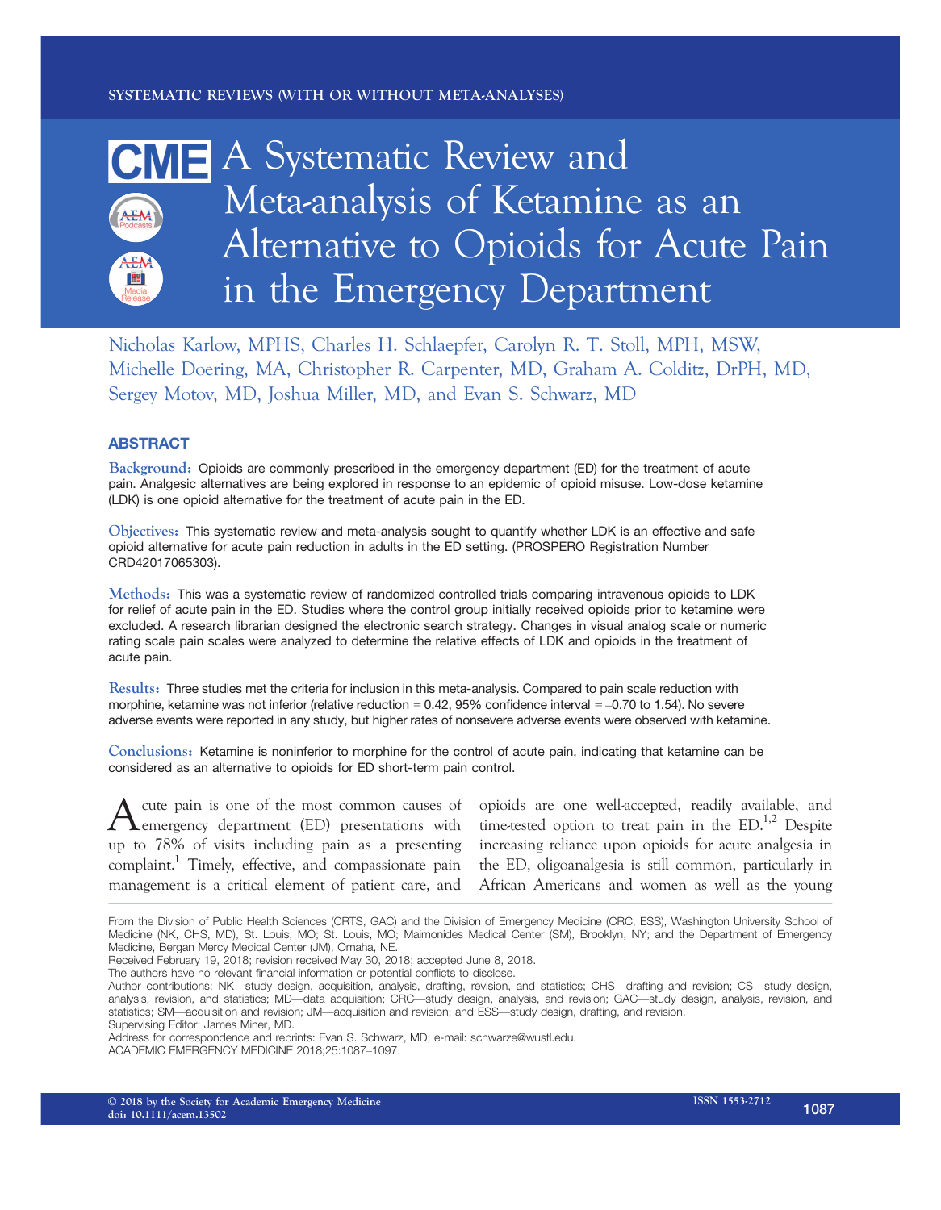SYSTEMATIC REVIEWS (WITH OR WITHOUT META-ANALYSES)

# A Systematic Review and Meta-analysis of Ketamine as an Alternative to Opioids for Acute Pain in the Emergency Department

Nicholas Karlow, MPHS, Charles H. Schlaepfer, Carolyn R. T. Stoll, MPH, MSW, Michelle Doering, MA, Christopher R. Carpenter, MD, Graham A. Colditz, DrPH, MD, Sergey Motov, MD, Joshua Miller, MD, and Evan S. Schwarz, MD

## ABSTRACT

**Background:** Opioids are commonly prescribed in the emergency department (ED) for the treatment of acute pain. Analgesic alternatives are being explored in response to an epidemic of opioid misuse. Low-dose ketamine (LDK) is one opioid alternative for the treatment of acute pain in the ED.

**Objectives:** This systematic review and meta-analysis sought to quantify whether LDK is an effective and safe opioid alternative for acute pain reduction in adults in the ED setting. (PROSPERO Registration Number CRD42017065303).

**Methods:** This was a systematic review of randomized controlled trials comparing intravenous opioids to LDK for relief of acute pain in the ED. Studies where the control group initially received opioids prior to ketamine were excluded. A research librarian designed the electronic search strategy. Changes in visual analog scale or numeric rating scale pain scales were analyzed to determine the relative effects of LDK and opioids in the treatment of acute pain.

**Results:** Three studies met the criteria for inclusion in this meta-analysis. Compared to pain scale reduction with morphine, ketamine was not inferior (relative reduction = 0.42, 95% confidence interval = –0.70 to 1.54). No severe adverse events were reported in any study, but higher rates of nonsevere adverse events were observed with ketamine.

**Conclusions:** Ketamine is noninferior to morphine for the control of acute pain, indicating that ketamine can be considered as an alternative to opioids for ED short-term pain control.

Acute pain is one of the most common causes of emergency department (ED) presentations with up to 78% of visits including pain as a presenting complaint.[1] Timely, effective, and compassionate pain management is a critical element of patient care, and opioids are one well-accepted, readily available, and time-tested option to treat pain in the ED.[1,2] Despite increasing reliance upon opioids for acute analgesia in the ED, oligoanalgesia is still common, particularly in African Americans and women as well as the young

From the Division of Public Health Sciences (CRTS, GAC) and the Division of Emergency Medicine (CRC, ESS), Washington University School of Medicine (NK, CHS, MD), St. Louis, MO; St. Louis, MO; Maimonides Medical Center (SM), Brooklyn, NY; and the Department of Emergency Medicine, Bergan Mercy Medical Center (JM), Omaha, NE.

Received February 19, 2018; revision received May 30, 2018; accepted June 8, 2018.

The authors have no relevant financial information or potential conflicts to disclose.

Author contributions: NK—study design, acquisition, analysis, drafting, revision, and statistics; CHS—drafting and revision; CS—study design, analysis, revision, and statistics; MD—data acquisition; CRC—study design, analysis, and revision; GAC—study design, analysis, revision, and statistics; SM—acquisition and revision; JM—acquisition and revision; and ESS—study design, drafting, and revision.

Supervising Editor: James Miner, MD.

Address for correspondence and reprints: Evan S. Schwarz, MD; e-mail: schwarze@wustl.edu.

ACADEMIC EMERGENCY MEDICINE 2018;25:1087–1097.

© 2018 by the Society for Academic Emergency Medicine
doi: 10.1111/acem.13502
ISSN 1553-2712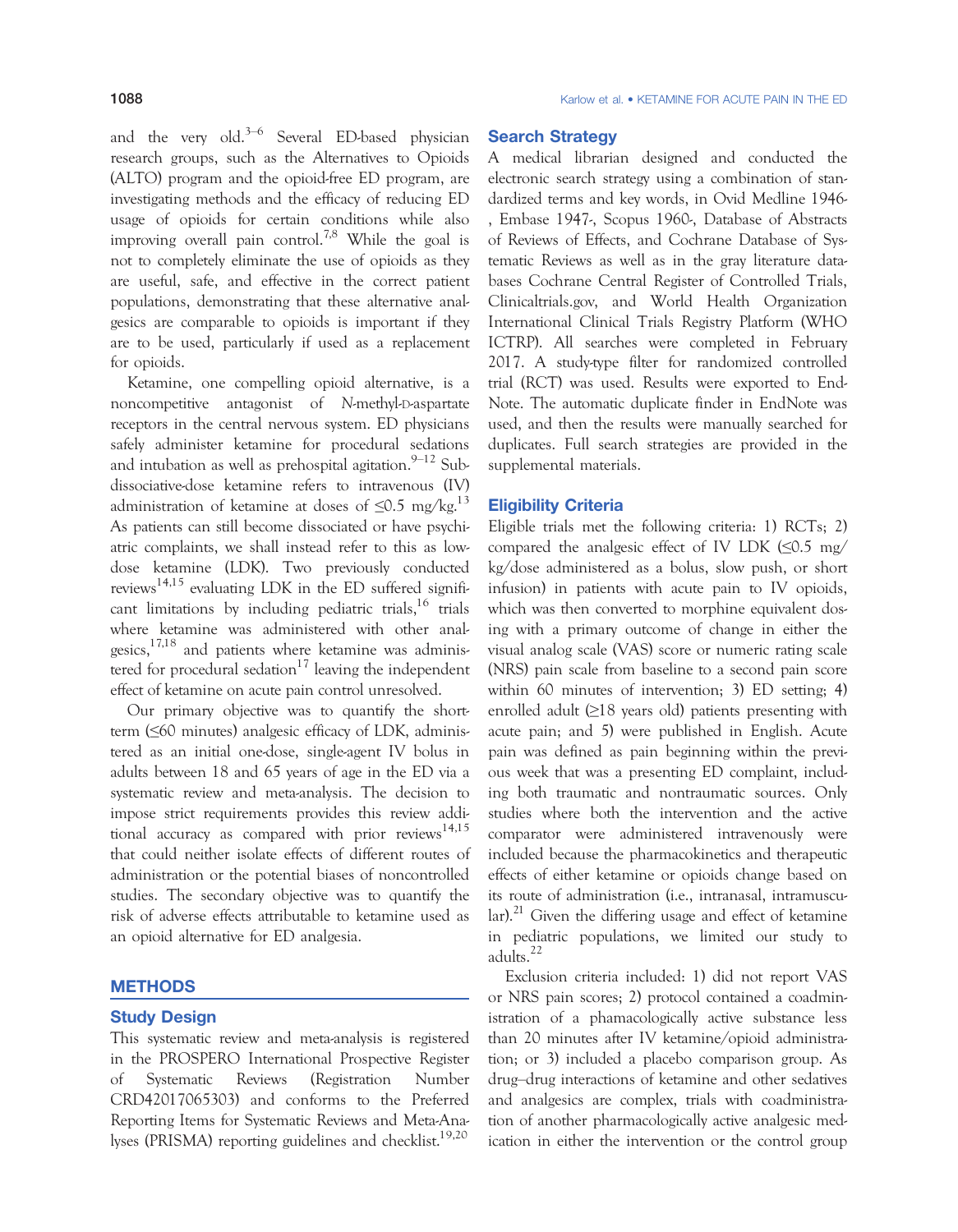and the very old.[3–6] Several ED-based physician research groups, such as the Alternatives to Opioids (ALTO) program and the opioid-free ED program, are investigating methods and the efficacy of reducing ED usage of opioids for certain conditions while also improving overall pain control.[7,8] While the goal is not to completely eliminate the use of opioids as they are useful, safe, and effective in the correct patient populations, demonstrating that these alternative analgesics are comparable to opioids is important if they are to be used, particularly if used as a replacement for opioids.

Ketamine, one compelling opioid alternative, is a noncompetitive antagonist of *N*-methyl-D-aspartate receptors in the central nervous system. ED physicians safely administer ketamine for procedural sedations and intubation as well as prehospital agitation.[9–12] Subdissociative-dose ketamine refers to intravenous (IV) administration of ketamine at doses of ≤0.5 mg/kg.[13] As patients can still become dissociated or have psychiatric complaints, we shall instead refer to this as low-dose ketamine (LDK). Two previously conducted reviews[14,15] evaluating LDK in the ED suffered significant limitations by including pediatric trials,[16] trials where ketamine was administered with other analgesics,[17,18] and patients where ketamine was administered for procedural sedation[17] leaving the independent effect of ketamine on acute pain control unresolved.

Our primary objective was to quantify the short-term (≤60 minutes) analgesic efficacy of LDK, administered as an initial one-dose, single-agent IV bolus in adults between 18 and 65 years of age in the ED via a systematic review and meta-analysis. The decision to impose strict requirements provides this review additional accuracy as compared with prior reviews[14,15] that could neither isolate effects of different routes of administration or the potential biases of noncontrolled studies. The secondary objective was to quantify the risk of adverse effects attributable to ketamine used as an opioid alternative for ED analgesia.

## METHODS

### Study Design

This systematic review and meta-analysis is registered in the PROSPERO International Prospective Register of Systematic Reviews (Registration Number CRD42017065303) and conforms to the Preferred Reporting Items for Systematic Reviews and Meta-Analyses (PRISMA) reporting guidelines and checklist.[19,20]

### Search Strategy

A medical librarian designed and conducted the electronic search strategy using a combination of standardized terms and key words, in Ovid Medline 1946-, Embase 1947-, Scopus 1960-, Database of Abstracts of Reviews of Effects, and Cochrane Database of Systematic Reviews as well as in the gray literature databases Cochrane Central Register of Controlled Trials, Clinicaltrials.gov, and World Health Organization International Clinical Trials Registry Platform (WHO ICTRP). All searches were completed in February 2017. A study-type filter for randomized controlled trial (RCT) was used. Results were exported to EndNote. The automatic duplicate finder in EndNote was used, and then the results were manually searched for duplicates. Full search strategies are provided in the supplemental materials.

### Eligibility Criteria

Eligible trials met the following criteria: 1) RCTs; 2) compared the analgesic effect of IV LDK (≤0.5 mg/kg/dose administered as a bolus, slow push, or short infusion) in patients with acute pain to IV opioids, which was then converted to morphine equivalent dosing with a primary outcome of change in either the visual analog scale (VAS) score or numeric rating scale (NRS) pain scale from baseline to a second pain score within 60 minutes of intervention; 3) ED setting; 4) enrolled adult (≥18 years old) patients presenting with acute pain; and 5) were published in English. Acute pain was defined as pain beginning within the previous week that was a presenting ED complaint, including both traumatic and nontraumatic sources. Only studies where both the intervention and the active comparator were administered intravenously were included because the pharmacokinetics and therapeutic effects of either ketamine or opioids change based on its route of administration (i.e., intranasal, intramuscular).[21] Given the differing usage and effect of ketamine in pediatric populations, we limited our study to adults.[22]

Exclusion criteria included: 1) did not report VAS or NRS pain scores; 2) protocol contained a coadministration of a phamacologically active substance less than 20 minutes after IV ketamine/opioid administration; or 3) included a placebo comparison group. As drug–drug interactions of ketamine and other sedatives and analgesics are complex, trials with coadministration of another pharmacologically active analgesic medication in either the intervention or the control group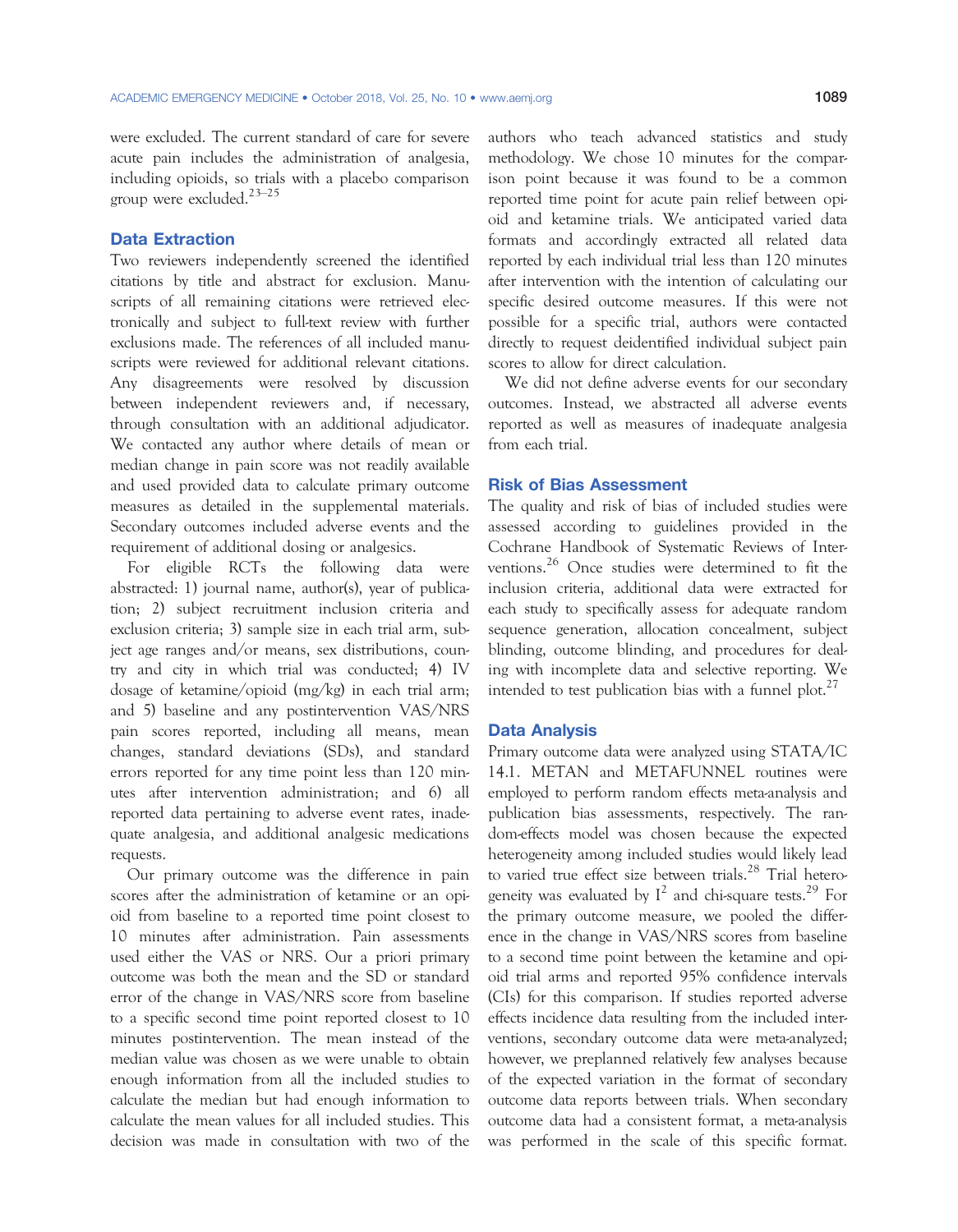were excluded. The current standard of care for severe acute pain includes the administration of analgesia, including opioids, so trials with a placebo comparison group were excluded.[23–25]

## Data Extraction

Two reviewers independently screened the identified citations by title and abstract for exclusion. Manuscripts of all remaining citations were retrieved electronically and subject to full-text review with further exclusions made. The references of all included manuscripts were reviewed for additional relevant citations. Any disagreements were resolved by discussion between independent reviewers and, if necessary, through consultation with an additional adjudicator. We contacted any author where details of mean or median change in pain score was not readily available and used provided data to calculate primary outcome measures as detailed in the supplemental materials. Secondary outcomes included adverse events and the requirement of additional dosing or analgesics.

For eligible RCTs the following data were abstracted: 1) journal name, author(s), year of publication; 2) subject recruitment inclusion criteria and exclusion criteria; 3) sample size in each trial arm, subject age ranges and/or means, sex distributions, country and city in which trial was conducted; 4) IV dosage of ketamine/opioid (mg/kg) in each trial arm; and 5) baseline and any postintervention VAS/NRS pain scores reported, including all means, mean changes, standard deviations (SDs), and standard errors reported for any time point less than 120 minutes after intervention administration; and 6) all reported data pertaining to adverse event rates, inadequate analgesia, and additional analgesic medications requests.

Our primary outcome was the difference in pain scores after the administration of ketamine or an opioid from baseline to a reported time point closest to 10 minutes after administration. Pain assessments used either the VAS or NRS. Our a priori primary outcome was both the mean and the SD or standard error of the change in VAS/NRS score from baseline to a specific second time point reported closest to 10 minutes postintervention. The mean instead of the median value was chosen as we were unable to obtain enough information from all the included studies to calculate the median but had enough information to calculate the mean values for all included studies. This decision was made in consultation with two of the authors who teach advanced statistics and study methodology. We chose 10 minutes for the comparison point because it was found to be a common reported time point for acute pain relief between opioid and ketamine trials. We anticipated varied data formats and accordingly extracted all related data reported by each individual trial less than 120 minutes after intervention with the intention of calculating our specific desired outcome measures. If this were not possible for a specific trial, authors were contacted directly to request deidentified individual subject pain scores to allow for direct calculation.

We did not define adverse events for our secondary outcomes. Instead, we abstracted all adverse events reported as well as measures of inadequate analgesia from each trial.

## Risk of Bias Assessment

The quality and risk of bias of included studies were assessed according to guidelines provided in the Cochrane Handbook of Systematic Reviews of Interventions.[26] Once studies were determined to fit the inclusion criteria, additional data were extracted for each study to specifically assess for adequate random sequence generation, allocation concealment, subject blinding, outcome blinding, and procedures for dealing with incomplete data and selective reporting. We intended to test publication bias with a funnel plot.[27]

## Data Analysis

Primary outcome data were analyzed using STATA/IC 14.1. METAN and METAFUNNEL routines were employed to perform random effects meta-analysis and publication bias assessments, respectively. The random-effects model was chosen because the expected heterogeneity among included studies would likely lead to varied true effect size between trials.[28] Trial heterogeneity was evaluated by $I^2$ and chi-square tests.[29] For the primary outcome measure, we pooled the difference in the change in VAS/NRS scores from baseline to a second time point between the ketamine and opioid trial arms and reported 95% confidence intervals (CIs) for this comparison. If studies reported adverse effects incidence data resulting from the included interventions, secondary outcome data were meta-analyzed; however, we preplanned relatively few analyses because of the expected variation in the format of secondary outcome data reports between trials. When secondary outcome data had a consistent format, a meta-analysis was performed in the scale of this specific format.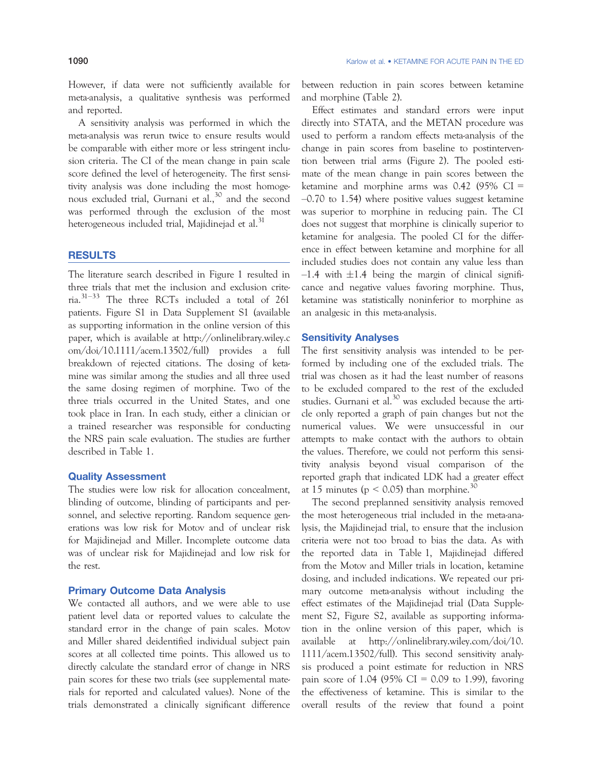However, if data were not sufficiently available for meta-analysis, a qualitative synthesis was performed and reported.

A sensitivity analysis was performed in which the meta-analysis was rerun twice to ensure results would be comparable with either more or less stringent inclusion criteria. The CI of the mean change in pain scale score defined the level of heterogeneity. The first sensitivity analysis was done including the most homogenous excluded trial, Gurnani et al.,[30] and the second was performed through the exclusion of the most heterogeneous included trial, Majidinejad et al.[31]

## RESULTS

The literature search described in Figure 1 resulted in three trials that met the inclusion and exclusion criteria.[31–33] The three RCTs included a total of 261 patients. Figure S1 in Data Supplement S1 (available as supporting information in the online version of this paper, which is available at http://onlinelibrary.wiley.com/doi/10.1111/acem.13502/full) provides a full breakdown of rejected citations. The dosing of ketamine was similar among the studies and all three used the same dosing regimen of morphine. Two of the three trials occurred in the United States, and one took place in Iran. In each study, either a clinician or a trained researcher was responsible for conducting the NRS pain scale evaluation. The studies are further described in Table 1.

### Quality Assessment

The studies were low risk for allocation concealment, blinding of outcome, blinding of participants and personnel, and selective reporting. Random sequence generations was low risk for Motov and of unclear risk for Majidinejad and Miller. Incomplete outcome data was of unclear risk for Majidinejad and low risk for the rest.

### Primary Outcome Data Analysis

We contacted all authors, and we were able to use patient level data or reported values to calculate the standard error in the change of pain scales. Motov and Miller shared deidentified individual subject pain scores at all collected time points. This allowed us to directly calculate the standard error of change in NRS pain scores for these two trials (see supplemental materials for reported and calculated values). None of the trials demonstrated a clinically significant difference between reduction in pain scores between ketamine and morphine (Table 2).

Effect estimates and standard errors were input directly into STATA, and the METAN procedure was used to perform a random effects meta-analysis of the change in pain scores from baseline to postintervention between trial arms (Figure 2). The pooled estimate of the mean change in pain scores between the ketamine and morphine arms was 0.42 (95% CI = –0.70 to 1.54) where positive values suggest ketamine was superior to morphine in reducing pain. The CI does not suggest that morphine is clinically superior to ketamine for analgesia. The pooled CI for the difference in effect between ketamine and morphine for all included studies does not contain any value less than –1.4 with ±1.4 being the margin of clinical significance and negative values favoring morphine. Thus, ketamine was statistically noninferior to morphine as an analgesic in this meta-analysis.

### Sensitivity Analyses

The first sensitivity analysis was intended to be performed by including one of the excluded trials. The trial was chosen as it had the least number of reasons to be excluded compared to the rest of the excluded studies. Gurnani et al.[30] was excluded because the article only reported a graph of pain changes but not the numerical values. We were unsuccessful in our attempts to make contact with the authors to obtain the values. Therefore, we could not perform this sensitivity analysis beyond visual comparison of the reported graph that indicated LDK had a greater effect at 15 minutes ($p < 0.05$) than morphine.[30]

The second preplanned sensitivity analysis removed the most heterogeneous trial included in the meta-analysis, the Majidinejad trial, to ensure that the inclusion criteria were not too broad to bias the data. As with the reported data in Table 1, Majidinejad differed from the Motov and Miller trials in location, ketamine dosing, and included indications. We repeated our primary outcome meta-analysis without including the effect estimates of the Majidinejad trial (Data Supplement S2, Figure S2, available as supporting information in the online version of this paper, which is available at http://onlinelibrary.wiley.com/doi/10.1111/acem.13502/full). This second sensitivity analysis produced a point estimate for reduction in NRS pain score of 1.04 (95% CI = 0.09 to 1.99), favoring the effectiveness of ketamine. This is similar to the overall results of the review that found a point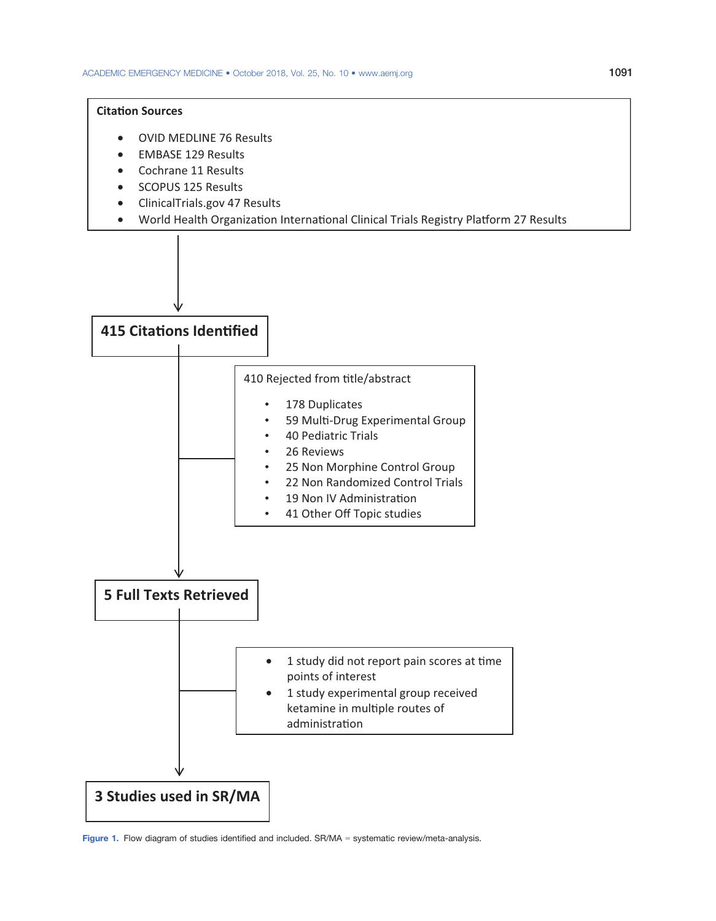**Citation Sources**

- OVID MEDLINE 76 Results
- EMBASE 129 Results
- Cochrane 11 Results
- SCOPUS 125 Results
- ClinicalTrials.gov 47 Results
- World Health Organization International Clinical Trials Registry Platform 27 Results

**415 Citations Identified**

410 Rejected from title/abstract

- 178 Duplicates
- 59 Multi-Drug Experimental Group
- 40 Pediatric Trials
- 26 Reviews
- 25 Non Morphine Control Group
- 22 Non Randomized Control Trials
- 19 Non IV Administration
- 41 Other Off Topic studies

**5 Full Texts Retrieved**

- 1 study did not report pain scores at time points of interest
- 1 study experimental group received ketamine in multiple routes of administration

**3 Studies used in SR/MA**

**Figure 1.** Flow diagram of studies identified and included. SR/MA = systematic review/meta-analysis.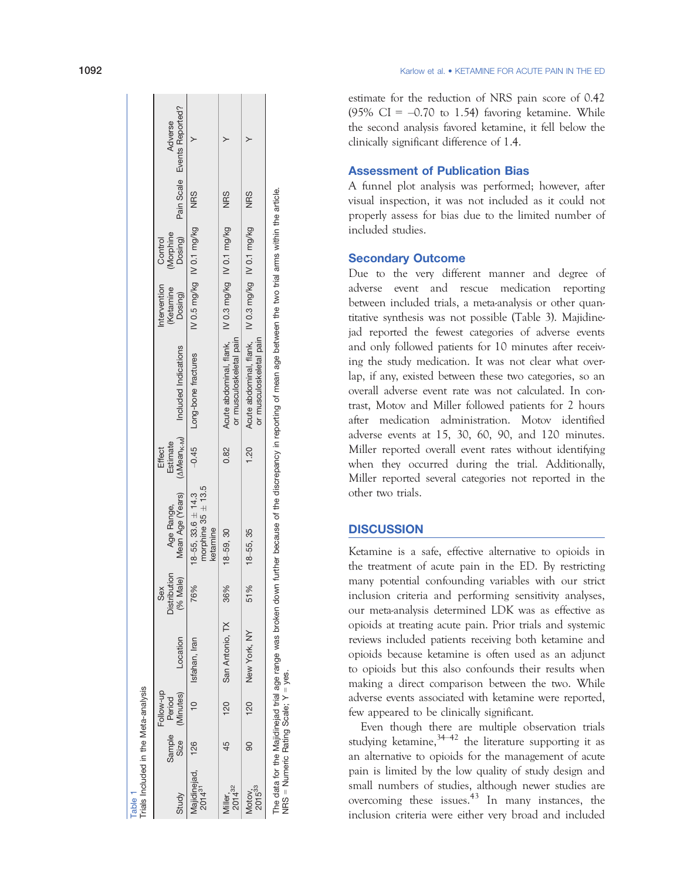Table 1
Trials Included in the Meta-analysis

| Study | Sample Size | Follow-up Period (Minutes) | Location | Sex Distribution (% Male) | Age Range, Mean Age (Years) | Effect Estimate ($\Delta Mean_{K-M}$) | Included Indications | Intervention (Ketamine Dosing) | Control (Morphine Dosing) | Pain Scale | Adverse Events Reported? |
|---|---|---|---|---|---|---|---|---|---|---|---|
| Majidinejad, 2014[31] | 126 | 10 | Isfahan, Iran | 76% | 18–55, 33.6 ± 14.3 morphine 35 ± 13.5 ketamine | −0.45 | Long-bone fractures | IV 0.5 mg/kg | IV 0.1 mg/kg | NRS | Y |
| Miller, 2014[32] | 45 | 120 | San Antonio, TX | 36% | 18–59, 30 | 0.82 | Acute abdominal, flank, or musculoskeletal pain | IV 0.3 mg/kg | IV 0.1 mg/kg | NRS | Y |
| Motov, 2015[33] | 90 | 120 | New York, NY | 51% | 18–55, 35 | 1.20 | Acute abdominal, flank, or musculoskeletal pain | IV 0.3 mg/kg | IV 0.1 mg/kg | NRS | Y |

The data for the Majidinejad trial age range was broken down further because of the discrepancy in reporting of mean age between the two trial arms within the article.
NRS = Numeric Rating Scale; Y = yes.

estimate for the reduction of NRS pain score of 0.42 (95% CI = –0.70 to 1.54) favoring ketamine. While the second analysis favored ketamine, it fell below the clinically significant difference of 1.4.

## Assessment of Publication Bias

A funnel plot analysis was performed; however, after visual inspection, it was not included as it could not properly assess for bias due to the limited number of included studies.

## Secondary Outcome

Due to the very different manner and degree of adverse event and rescue medication reporting between included trials, a meta-analysis or other quantitative synthesis was not possible (Table 3). Majidinejad reported the fewest categories of adverse events and only followed patients for 10 minutes after receiving the study medication. It was not clear what overlap, if any, existed between these two categories, so an overall adverse event rate was not calculated. In contrast, Motov and Miller followed patients for 2 hours after medication administration. Motov identified adverse events at 15, 30, 60, 90, and 120 minutes. Miller reported overall event rates without identifying when they occurred during the trial. Additionally, Miller reported several categories not reported in the other two trials.

# DISCUSSION

Ketamine is a safe, effective alternative to opioids in the treatment of acute pain in the ED. By restricting many potential confounding variables with our strict inclusion criteria and performing sensitivity analyses, our meta-analysis determined LDK was as effective as opioids at treating acute pain. Prior trials and systemic reviews included patients receiving both ketamine and opioids because ketamine is often used as an adjunct to opioids but this also confounds their results when making a direct comparison between the two. While adverse events associated with ketamine were reported, few appeared to be clinically significant.

Even though there are multiple observation trials studying ketamine,[34–42] the literature supporting it as an alternative to opioids for the management of acute pain is limited by the low quality of study design and small numbers of studies, although newer studies are overcoming these issues.[43] In many instances, the inclusion criteria were either very broad and included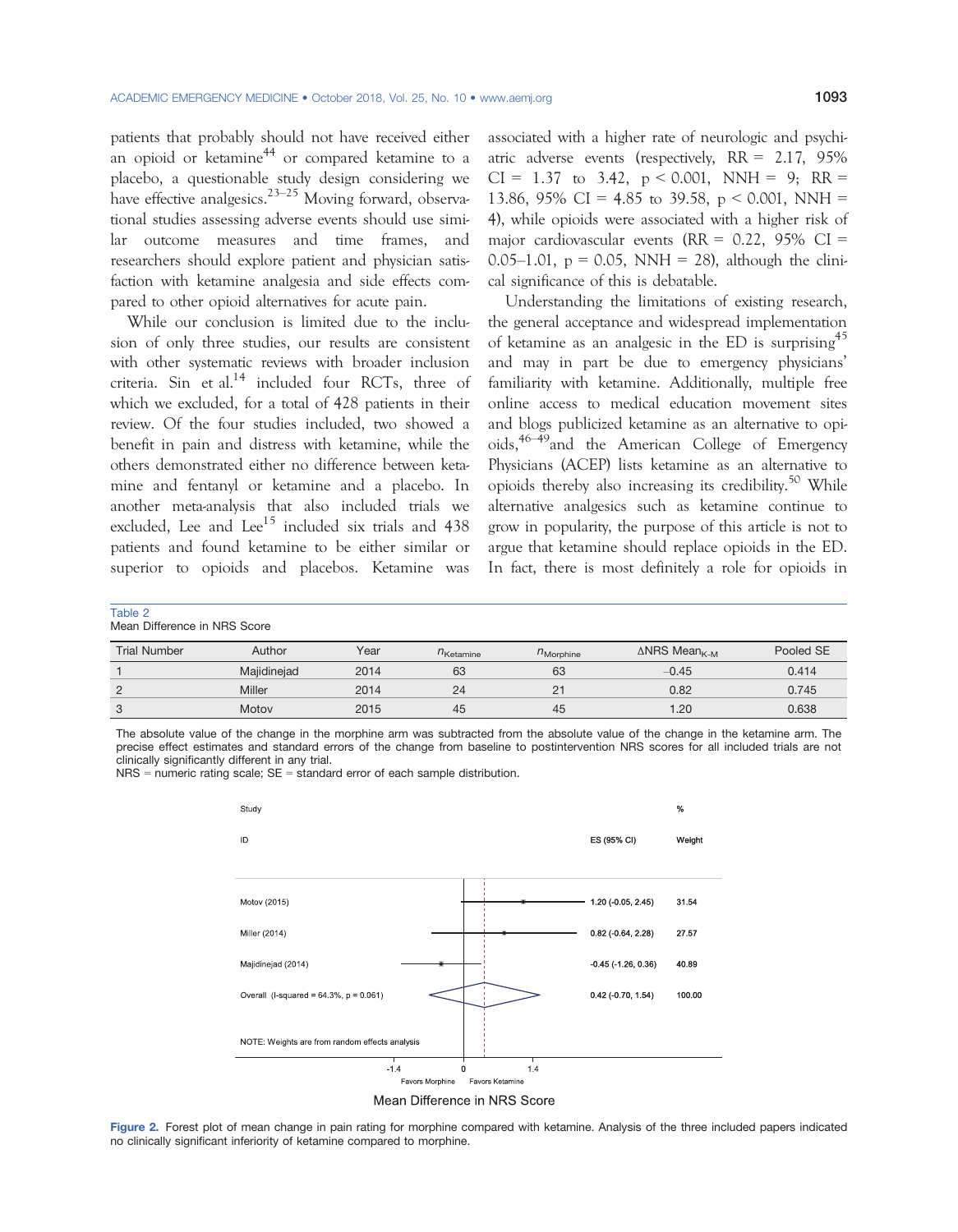patients that probably should not have received either an opioid or ketamine[44] or compared ketamine to a placebo, a questionable study design considering we have effective analgesics.[23–25] Moving forward, observational studies assessing adverse events should use similar outcome measures and time frames, and researchers should explore patient and physician satisfaction with ketamine analgesia and side effects compared to other opioid alternatives for acute pain.

While our conclusion is limited due to the inclusion of only three studies, our results are consistent with other systematic reviews with broader inclusion criteria. Sin et al.[14] included four RCTs, three of which we excluded, for a total of 428 patients in their review. Of the four studies included, two showed a benefit in pain and distress with ketamine, while the others demonstrated either no difference between ketamine and fentanyl or ketamine and a placebo. In another meta-analysis that also included trials we excluded, Lee and Lee[15] included six trials and 438 patients and found ketamine to be either similar or superior to opioids and placebos. Ketamine was associated with a higher rate of neurologic and psychiatric adverse events (respectively, RR = 2.17, 95% CI = 1.37 to 3.42, $p < 0.001$, NNH = 9; RR = 13.86, 95% CI = 4.85 to 39.58, $p < 0.001$, NNH = 4), while opioids were associated with a higher risk of major cardiovascular events (RR = 0.22, 95% CI = 0.05–1.01, $p = 0.05$, NNH = 28), although the clinical significance of this is debatable.

Understanding the limitations of existing research, the general acceptance and widespread implementation of ketamine as an analgesic in the ED is surprising[45] and may in part be due to emergency physicians' familiarity with ketamine. Additionally, multiple free online access to medical education movement sites and blogs publicized ketamine as an alternative to opioids,[46–49] and the American College of Emergency Physicians (ACEP) lists ketamine as an alternative to opioids thereby also increasing its credibility.[50] While alternative analgesics such as ketamine continue to grow in popularity, the purpose of this article is not to argue that ketamine should replace opioids in the ED. In fact, there is most definitely a role for opioids in

Table 2
Mean Difference in NRS Score

| Trial Number | Author | Year | $n_{Ketamine}$ | $n_{Morphine}$ | $\Delta$NRS $Mean_{K-M}$ | Pooled SE |
|---|---|---|---|---|---|---|
| 1 | Majidinejad | 2014 | 63 | 63 | −0.45 | 0.414 |
| 2 | Miller | 2014 | 24 | 21 | 0.82 | 0.745 |
| 3 | Motov | 2015 | 45 | 45 | 1.20 | 0.638 |

The absolute value of the change in the morphine arm was subtracted from the absolute value of the change in the ketamine arm. The precise effect estimates and standard errors of the change from baseline to postintervention NRS scores for all included trials are not clinically significantly different in any trial.
NRS = numeric rating scale; SE = standard error of each sample distribution.

| Study ID | ES (95% CI) | % Weight |
|---|---|---|
| Motov (2015) | 1.20 (-0.05, 2.45) | 31.54 |
| Miller (2014) | 0.82 (-0.64, 2.28) | 27.57 |
| Majidinejad (2014) | -0.45 (-1.26, 0.36) | 40.89 |
| Overall (I-squared = 64.3%, p = 0.061) | 0.42 (-0.70, 1.54) | 100.00 |

NOTE: Weights are from random effects analysis

Favors Morphine | Favors Ketamine

Mean Difference in NRS Score

**Figure 2.** Forest plot of mean change in pain rating for morphine compared with ketamine. Analysis of the three included papers indicated no clinically significant inferiority of ketamine compared to morphine.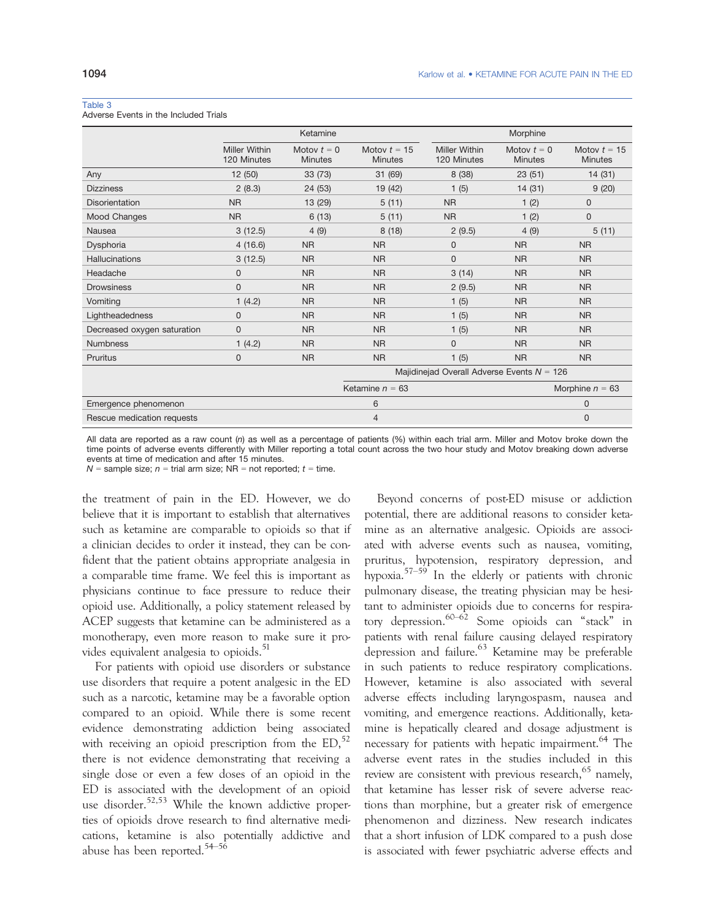Table 3
Adverse Events in the Included Trials

| | Ketamine | | | Morphine | | |
|---|---|---|---|---|---|---|
| | Miller Within 120 Minutes | Motov $t = 0$ Minutes | Motov $t = 15$ Minutes | Miller Within 120 Minutes | Motov $t = 0$ Minutes | Motov $t = 15$ Minutes |
| Any | 12 (50) | 33 (73) | 31 (69) | 8 (38) | 23 (51) | 14 (31) |
| Dizziness | 2 (8.3) | 24 (53) | 19 (42) | 1 (5) | 14 (31) | 9 (20) |
| Disorientation | NR | 13 (29) | 5 (11) | NR | 1 (2) | 0 |
| Mood Changes | NR | 6 (13) | 5 (11) | NR | 1 (2) | 0 |
| Nausea | 3 (12.5) | 4 (9) | 8 (18) | 2 (9.5) | 4 (9) | 5 (11) |
| Dysphoria | 4 (16.6) | NR | NR | 0 | NR | NR |
| Hallucinations | 3 (12.5) | NR | NR | 0 | NR | NR |
| Headache | 0 | NR | NR | 3 (14) | NR | NR |
| Drowsiness | 0 | NR | NR | 2 (9.5) | NR | NR |
| Vomiting | 1 (4.2) | NR | NR | 1 (5) | NR | NR |
| Lightheadedness | 0 | NR | NR | 1 (5) | NR | NR |
| Decreased oxygen saturation | 0 | NR | NR | 1 (5) | NR | NR |
| Numbness | 1 (4.2) | NR | NR | 0 | NR | NR |
| Pruritus | 0 | NR | NR | 1 (5) | NR | NR |
| | | | Majidinejad Overall Adverse Events $N = 126$ | | | |
| | | | Ketamine $n = 63$ | | | Morphine $n = 63$ |
| Emergence phenomenon | | | 6 | | | 0 |
| Rescue medication requests | | | 4 | | | 0 |

All data are reported as a raw count (*n*) as well as a percentage of patients (%) within each trial arm. Miller and Motov broke down the time points of adverse events differently with Miller reporting a total count across the two hour study and Motov breaking down adverse events at time of medication and after 15 minutes.
*N* = sample size; *n* = trial arm size; NR = not reported; *t* = time.

the treatment of pain in the ED. However, we do believe that it is important to establish that alternatives such as ketamine are comparable to opioids so that if a clinician decides to order it instead, they can be confident that the patient obtains appropriate analgesia in a comparable time frame. We feel this is important as physicians continue to face pressure to reduce their opioid use. Additionally, a policy statement released by ACEP suggests that ketamine can be administered as a monotherapy, even more reason to make sure it provides equivalent analgesia to opioids.[51]

For patients with opioid use disorders or substance use disorders that require a potent analgesic in the ED such as a narcotic, ketamine may be a favorable option compared to an opioid. While there is some recent evidence demonstrating addiction being associated with receiving an opioid prescription from the ED,[52] there is not evidence demonstrating that receiving a single dose or even a few doses of an opioid in the ED is associated with the development of an opioid use disorder.[52,53] While the known addictive properties of opioids drove research to find alternative medications, ketamine is also potentially addictive and abuse has been reported.[54–56]

Beyond concerns of post-ED misuse or addiction potential, there are additional reasons to consider ketamine as an alternative analgesic. Opioids are associated with adverse events such as nausea, vomiting, pruritus, hypotension, respiratory depression, and hypoxia.[57–59] In the elderly or patients with chronic pulmonary disease, the treating physician may be hesitant to administer opioids due to concerns for respiratory depression.[60–62] Some opioids can "stack" in patients with renal failure causing delayed respiratory depression and failure.[63] Ketamine may be preferable in such patients to reduce respiratory complications. However, ketamine is also associated with several adverse effects including laryngospasm, nausea and vomiting, and emergence reactions. Additionally, ketamine is hepatically cleared and dosage adjustment is necessary for patients with hepatic impairment.[64] The adverse event rates in the studies included in this review are consistent with previous research,[65] namely, that ketamine has lesser risk of severe adverse reactions than morphine, but a greater risk of emergence phenomenon and dizziness. New research indicates that a short infusion of LDK compared to a push dose is associated with fewer psychiatric adverse effects and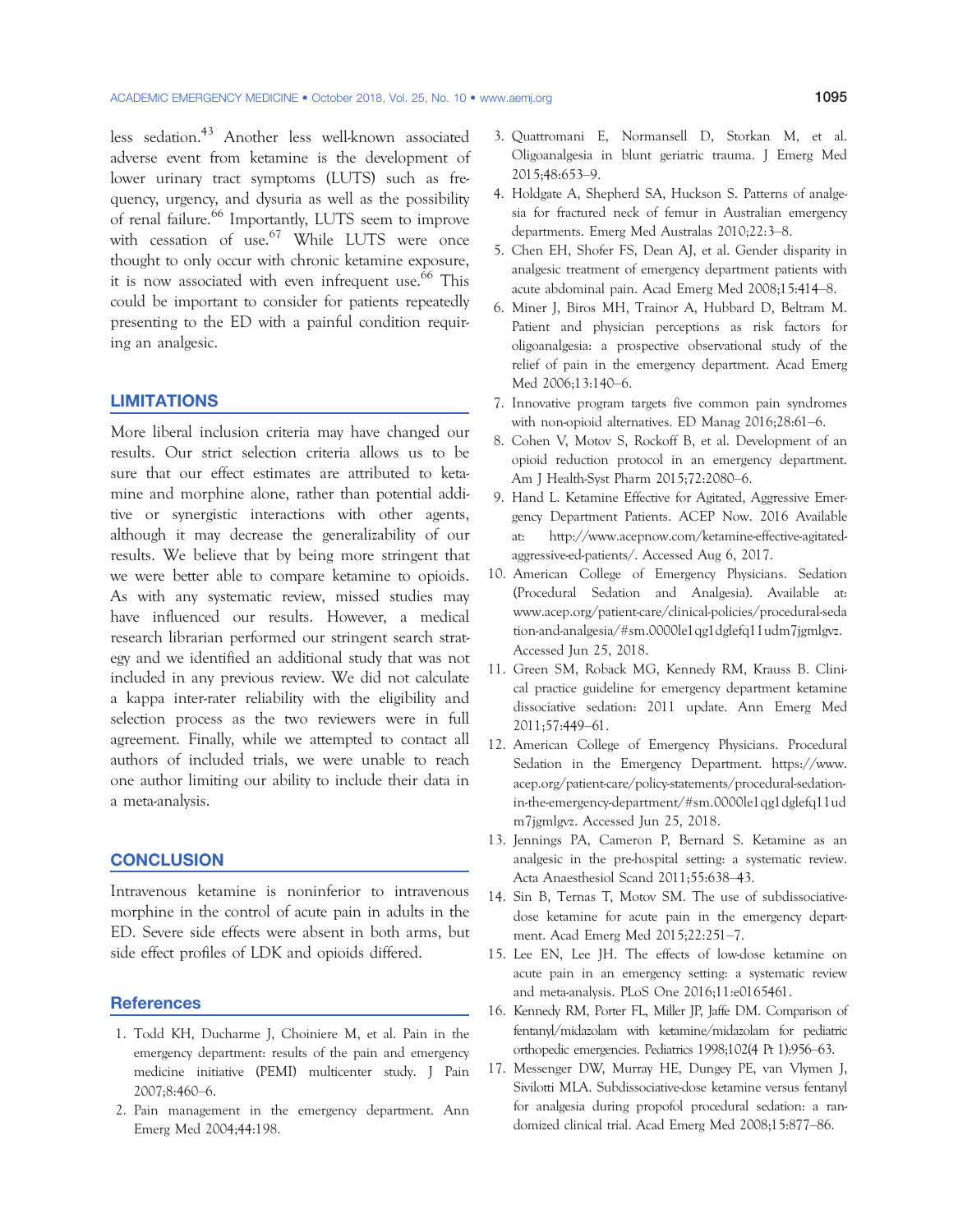less sedation.[43] Another less well-known associated adverse event from ketamine is the development of lower urinary tract symptoms (LUTS) such as frequency, urgency, and dysuria as well as the possibility of renal failure.[66] Importantly, LUTS seem to improve with cessation of use.[67] While LUTS were once thought to only occur with chronic ketamine exposure, it is now associated with even infrequent use.[66] This could be important to consider for patients repeatedly presenting to the ED with a painful condition requiring an analgesic.

## LIMITATIONS

More liberal inclusion criteria may have changed our results. Our strict selection criteria allows us to be sure that our effect estimates are attributed to ketamine and morphine alone, rather than potential additive or synergistic interactions with other agents, although it may decrease the generalizability of our results. We believe that by being more stringent that we were better able to compare ketamine to opioids. As with any systematic review, missed studies may have influenced our results. However, a medical research librarian performed our stringent search strategy and we identified an additional study that was not included in any previous review. We did not calculate a kappa inter-rater reliability with the eligibility and selection process as the two reviewers were in full agreement. Finally, while we attempted to contact all authors of included trials, we were unable to reach one author limiting our ability to include their data in a meta-analysis.

## CONCLUSION

Intravenous ketamine is noninferior to intravenous morphine in the control of acute pain in adults in the ED. Severe side effects were absent in both arms, but side effect profiles of LDK and opioids differed.

## References

1. Todd KH, Ducharme J, Choiniere M, et al. Pain in the emergency department: results of the pain and emergency medicine initiative (PEMI) multicenter study. J Pain 2007;8:460–6.
2. Pain management in the emergency department. Ann Emerg Med 2004;44:198.
3. Quattromani E, Normansell D, Storkan M, et al. Oligoanalgesia in blunt geriatric trauma. J Emerg Med 2015;48:653–9.
4. Holdgate A, Shepherd SA, Huckson S. Patterns of analgesia for fractured neck of femur in Australian emergency departments. Emerg Med Australas 2010;22:3–8.
5. Chen EH, Shofer FS, Dean AJ, et al. Gender disparity in analgesic treatment of emergency department patients with acute abdominal pain. Acad Emerg Med 2008;15:414–8.
6. Miner J, Biros MH, Trainor A, Hubbard D, Beltram M. Patient and physician perceptions as risk factors for oligoanalgesia: a prospective observational study of the relief of pain in the emergency department. Acad Emerg Med 2006;13:140–6.
7. Innovative program targets five common pain syndromes with non-opioid alternatives. ED Manag 2016;28:61–6.
8. Cohen V, Motov S, Rockoff B, et al. Development of an opioid reduction protocol in an emergency department. Am J Health-Syst Pharm 2015;72:2080–6.
9. Hand L. Ketamine Effective for Agitated, Aggressive Emergency Department Patients. ACEP Now. 2016 Available at: http://www.acepnow.com/ketamine-effective-agitated-aggressive-ed-patients/. Accessed Aug 6, 2017.
10. American College of Emergency Physicians. Sedation (Procedural Sedation and Analgesia). Available at: www.acep.org/patient-care/clinical-policies/procedural-sedation-and-analgesia/#sm.0000le1qg1dglefq11udm7jgmlgvz. Accessed Jun 25, 2018.
11. Green SM, Roback MG, Kennedy RM, Krauss B. Clinical practice guideline for emergency department ketamine dissociative sedation: 2011 update. Ann Emerg Med 2011;57:449–61.
12. American College of Emergency Physicians. Procedural Sedation in the Emergency Department. https://www.acep.org/patient-care/policy-statements/procedural-sedation-in-the-emergency-department/#sm.0000le1qg1dglefq11udm7jgmlgvz. Accessed Jun 25, 2018.
13. Jennings PA, Cameron P, Bernard S. Ketamine as an analgesic in the pre-hospital setting: a systematic review. Acta Anaesthesiol Scand 2011;55:638–43.
14. Sin B, Ternas T, Motov SM. The use of subdissociative-dose ketamine for acute pain in the emergency department. Acad Emerg Med 2015;22:251–7.
15. Lee EN, Lee JH. The effects of low-dose ketamine on acute pain in an emergency setting: a systematic review and meta-analysis. PLoS One 2016;11:e0165461.
16. Kennedy RM, Porter FL, Miller JP, Jaffe DM. Comparison of fentanyl/midazolam with ketamine/midazolam for pediatric orthopedic emergencies. Pediatrics 1998;102(4 Pt 1):956–63.
17. Messenger DW, Murray HE, Dungey PE, van Vlymen J, Sivilotti MLA. Subdissociative-dose ketamine versus fentanyl for analgesia during propofol procedural sedation: a randomized clinical trial. Acad Emerg Med 2008;15:877–86.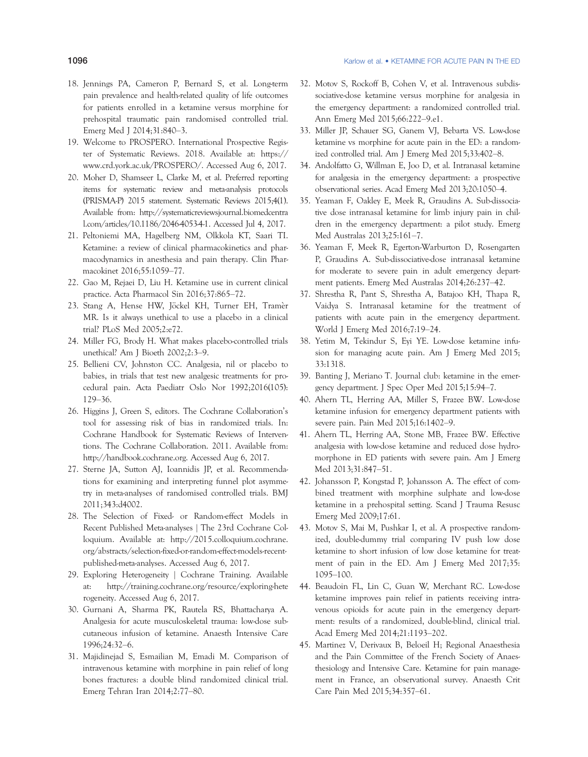18. Jennings PA, Cameron P, Bernard S, et al. Long-term pain prevalence and health-related quality of life outcomes for patients enrolled in a ketamine versus morphine for prehospital traumatic pain randomised controlled trial. Emerg Med J 2014;31:840–3.
19. Welcome to PROSPERO. International Prospective Register of Systematic Reviews. 2018. Available at: https://www.crd.york.ac.uk/PROSPERO/. Accessed Aug 6, 2017.
20. Moher D, Shamseer L, Clarke M, et al. Preferred reporting items for systematic review and meta-analysis protocols (PRISMA-P) 2015 statement. Systematic Reviews 2015;4(1). Available from: http://systematicreviewsjournal.biomedcentral.com/articles/10.1186/2046-4053-4-1. Accessed Jul 4, 2017.
21. Peltoniemi MA, Hagelberg NM, Olkkola KT, Saari TI. Ketamine: a review of clinical pharmacokinetics and pharmacodynamics in anesthesia and pain therapy. Clin Pharmacokinet 2016;55:1059–77.
22. Gao M, Rejaei D, Liu H. Ketamine use in current clinical practice. Acta Pharmacol Sin 2016;37:865–72.
23. Stang A, Hense HW, Jöckel KH, Turner EH, Tramèr MR. Is it always unethical to use a placebo in a clinical trial? PLoS Med 2005;2:e72.
24. Miller FG, Brody H. What makes placebo-controlled trials unethical? Am J Bioeth 2002;2:3–9.
25. Bellieni CV, Johnston CC. Analgesia, nil or placebo to babies, in trials that test new analgesic treatments for procedural pain. Acta Paediatr Oslo Nor 1992;2016(105): 129–36.
26. Higgins J, Green S, editors. The Cochrane Collaboration's tool for assessing risk of bias in randomized trials. In: Cochrane Handbook for Systematic Reviews of Interventions. The Cochrane Collaboration. 2011. Available from: http://handbook.cochrane.org. Accessed Aug 6, 2017.
27. Sterne JA, Sutton AJ, Ioannidis JP, et al. Recommendations for examining and interpreting funnel plot asymmetry in meta-analyses of randomised controlled trials. BMJ 2011;343:d4002.
28. The Selection of Fixed- or Random-effect Models in Recent Published Meta-analyses | The 23rd Cochrane Colloquium. Available at: http://2015.colloquium.cochrane.org/abstracts/selection-fixed-or-random-effect-models-recent-published-meta-analyses. Accessed Aug 6, 2017.
29. Exploring Heterogeneity | Cochrane Training. Available at: http://training.cochrane.org/resource/exploring-heterogeneity. Accessed Aug 6, 2017.
30. Gurnani A, Sharma PK, Rautela RS, Bhattacharya A. Analgesia for acute musculoskeletal trauma: low-dose subcutaneous infusion of ketamine. Anaesth Intensive Care 1996;24:32–6.
31. Majidinejad S, Esmailian M, Emadi M. Comparison of intravenous ketamine with morphine in pain relief of long bones fractures: a double blind randomized clinical trial. Emerg Tehran Iran 2014;2:77–80.
32. Motov S, Rockoff B, Cohen V, et al. Intravenous subdissociative-dose ketamine versus morphine for analgesia in the emergency department: a randomized controlled trial. Ann Emerg Med 2015;66:222–9.e1.
33. Miller JP, Schauer SG, Ganem VJ, Bebarta VS. Low-dose ketamine vs morphine for acute pain in the ED: a randomized controlled trial. Am J Emerg Med 2015;33:402–8.
34. Andolfatto G, Willman E, Joo D, et al. Intranasal ketamine for analgesia in the emergency department: a prospective observational series. Acad Emerg Med 2013;20:1050–4.
35. Yeaman F, Oakley E, Meek R, Graudins A. Sub-dissociative dose intranasal ketamine for limb injury pain in children in the emergency department: a pilot study. Emerg Med Australas 2013;25:161–7.
36. Yeaman F, Meek R, Egerton-Warburton D, Rosengarten P, Graudins A. Sub-dissociative-dose intranasal ketamine for moderate to severe pain in adult emergency department patients. Emerg Med Australas 2014;26:237–42.
37. Shrestha R, Pant S, Shrestha A, Batajoo KH, Thapa R, Vaidya S. Intranasal ketamine for the treatment of patients with acute pain in the emergency department. World J Emerg Med 2016;7:19–24.
38. Yetim M, Tekindur S, Eyi YE. Low-dose ketamine infusion for managing acute pain. Am J Emerg Med 2015; 33:1318.
39. Banting J, Meriano T. Journal club: ketamine in the emergency department. J Spec Oper Med 2015;15:94–7.
40. Ahern TL, Herring AA, Miller S, Frazee BW. Low-dose ketamine infusion for emergency department patients with severe pain. Pain Med 2015;16:1402–9.
41. Ahern TL, Herring AA, Stone MB, Frazee BW. Effective analgesia with low-dose ketamine and reduced dose hydromorphone in ED patients with severe pain. Am J Emerg Med 2013;31:847–51.
42. Johansson P, Kongstad P, Johansson A. The effect of combined treatment with morphine sulphate and low-dose ketamine in a prehospital setting. Scand J Trauma Resusc Emerg Med 2009;17:61.
43. Motov S, Mai M, Pushkar I, et al. A prospective randomized, double-dummy trial comparing IV push low dose ketamine to short infusion of low dose ketamine for treatment of pain in the ED. Am J Emerg Med 2017;35: 1095–100.
44. Beaudoin FL, Lin C, Guan W, Merchant RC. Low-dose ketamine improves pain relief in patients receiving intravenous opioids for acute pain in the emergency department: results of a randomized, double-blind, clinical trial. Acad Emerg Med 2014;21:1193–202.
45. Martinez V, Derivaux B, Beloeil H; Regional Anaesthesia and the Pain Committee of the French Society of Anaesthesiology and Intensive Care. Ketamine for pain management in France, an observational survey. Anaesth Crit Care Pain Med 2015;34:357–61.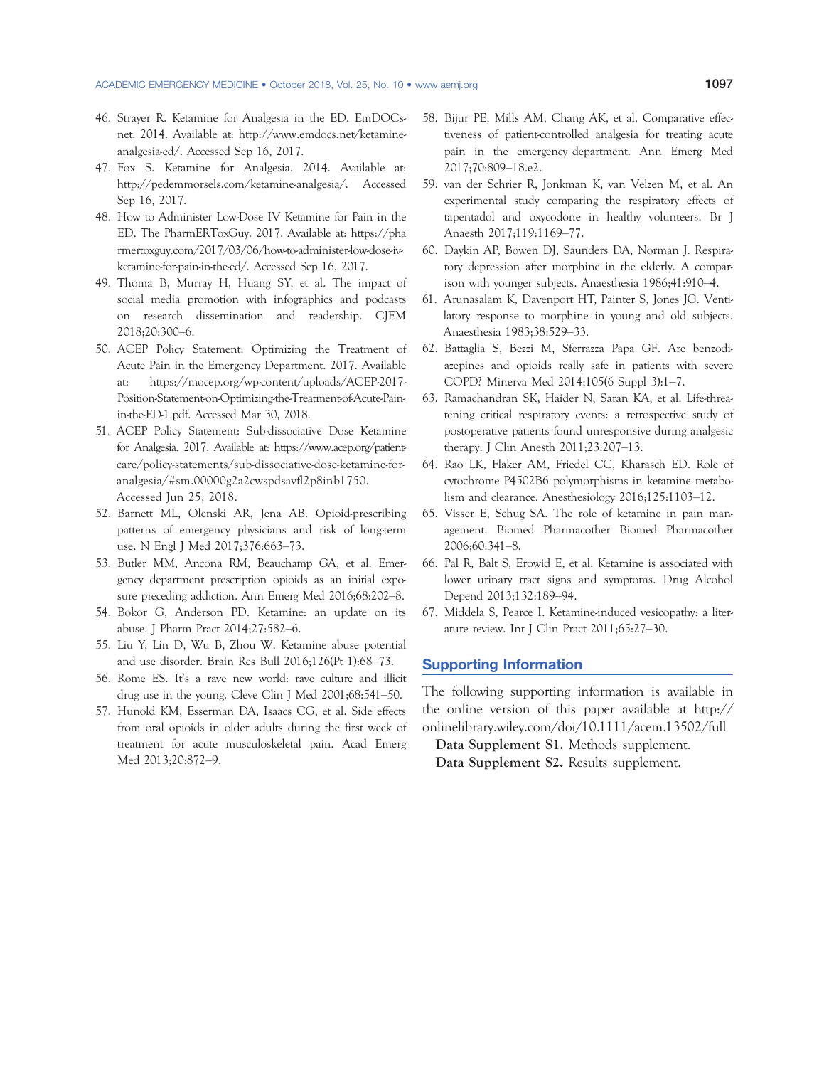46. Strayer R. Ketamine for Analgesia in the ED. EmDOCs-net. 2014. Available at: http://www.emdocs.net/ketamine-analgesia-ed/. Accessed Sep 16, 2017.
47. Fox S. Ketamine for Analgesia. 2014. Available at: http://pedemmorsels.com/ketamine-analgesia/. Accessed Sep 16, 2017.
48. How to Administer Low-Dose IV Ketamine for Pain in the ED. The PharmERToxGuy. 2017. Available at: https://pharmertoxguy.com/2017/03/06/how-to-administer-low-dose-iv-ketamine-for-pain-in-the-ed/. Accessed Sep 16, 2017.
49. Thoma B, Murray H, Huang SY, et al. The impact of social media promotion with infographics and podcasts on research dissemination and readership. CJEM 2018;20:300–6.
50. ACEP Policy Statement: Optimizing the Treatment of Acute Pain in the Emergency Department. 2017. Available at: https://mocep.org/wp-content/uploads/ACEP-2017-Position-Statement-on-Optimizing-the-Treatment-of-Acute-Pain-in-the-ED-1.pdf. Accessed Mar 30, 2018.
51. ACEP Policy Statement: Sub-dissociative Dose Ketamine for Analgesia. 2017. Available at: https://www.acep.org/patient-care/policy-statements/sub-dissociative-dose-ketamine-for-analgesia/#sm.00000g2a2cwspdsavfl2p8inb1750. Accessed Jun 25, 2018.
52. Barnett ML, Olenski AR, Jena AB. Opioid-prescribing patterns of emergency physicians and risk of long-term use. N Engl J Med 2017;376:663–73.
53. Butler MM, Ancona RM, Beauchamp GA, et al. Emergency department prescription opioids as an initial exposure preceding addiction. Ann Emerg Med 2016;68:202–8.
54. Bokor G, Anderson PD. Ketamine: an update on its abuse. J Pharm Pract 2014;27:582–6.
55. Liu Y, Lin D, Wu B, Zhou W. Ketamine abuse potential and use disorder. Brain Res Bull 2016;126(Pt 1):68–73.
56. Rome ES. It's a rave new world: rave culture and illicit drug use in the young. Cleve Clin J Med 2001;68:541–50.
57. Hunold KM, Esserman DA, Isaacs CG, et al. Side effects from oral opioids in older adults during the first week of treatment for acute musculoskeletal pain. Acad Emerg Med 2013;20:872–9.
58. Bijur PE, Mills AM, Chang AK, et al. Comparative effectiveness of patient-controlled analgesia for treating acute pain in the emergency department. Ann Emerg Med 2017;70:809–18.e2.
59. van der Schrier R, Jonkman K, van Velzen M, et al. An experimental study comparing the respiratory effects of tapentadol and oxycodone in healthy volunteers. Br J Anaesth 2017;119:1169–77.
60. Daykin AP, Bowen DJ, Saunders DA, Norman J. Respiratory depression after morphine in the elderly. A comparison with younger subjects. Anaesthesia 1986;41:910–4.
61. Arunasalam K, Davenport HT, Painter S, Jones JG. Ventilatory response to morphine in young and old subjects. Anaesthesia 1983;38:529–33.
62. Battaglia S, Bezzi M, Sferrazza Papa GF. Are benzodiazepines and opioids really safe in patients with severe COPD? Minerva Med 2014;105(6 Suppl 3):1–7.
63. Ramachandran SK, Haider N, Saran KA, et al. Life-threatening critical respiratory events: a retrospective study of postoperative patients found unresponsive during analgesic therapy. J Clin Anesth 2011;23:207–13.
64. Rao LK, Flaker AM, Friedel CC, Kharasch ED. Role of cytochrome P4502B6 polymorphisms in ketamine metabolism and clearance. Anesthesiology 2016;125:1103–12.
65. Visser E, Schug SA. The role of ketamine in pain management. Biomed Pharmacother Biomed Pharmacother 2006;60:341–8.
66. Pal R, Balt S, Erowid E, et al. Ketamine is associated with lower urinary tract signs and symptoms. Drug Alcohol Depend 2013;132:189–94.
67. Middela S, Pearce I. Ketamine-induced vesicopathy: a literature review. Int J Clin Pract 2011;65:27–30.

## Supporting Information

The following supporting information is available in the online version of this paper available at http://onlinelibrary.wiley.com/doi/10.1111/acem.13502/full

**Data Supplement S1.** Methods supplement.

**Data Supplement S2.** Results supplement.